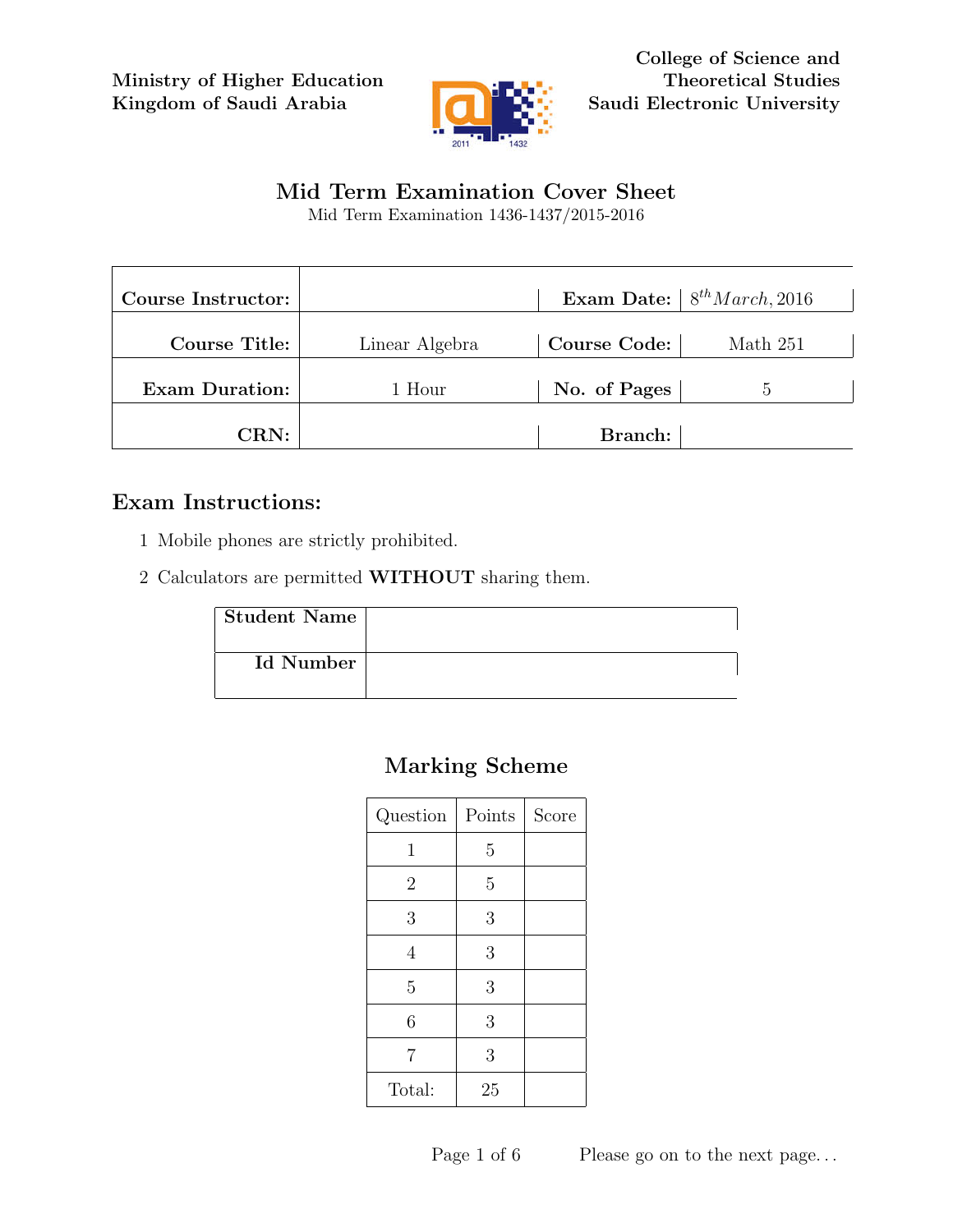Ministry of Higher Education
Kingdom of Saudi Arabia

College of Science and
Theoretical Studies
Saudi Electronic University

# Mid Term Examination Cover Sheet

Mid Term Examination 1436-1437/2015-2016

| | | | |
|---|---|---|---|
| **Course Instructor:** | | **Exam Date:** | $8^{th} March, 2016$ |
| **Course Title:** | Linear Algebra | **Course Code:** | Math 251 |
| **Exam Duration:** | 1 Hour | **No. of Pages** | 5 |
| **CRN:** | | **Branch:** | |

## Exam Instructions:

1 Mobile phones are strictly prohibited.

2 Calculators are permitted **WITHOUT** sharing them.

| | |
|---|---|
| **Student Name** | |
| **Id Number** | |

## Marking Scheme

| Question | Points | Score |
|---|---|---|
| 1 | 5 | |
| 2 | 5 | |
| 3 | 3 | |
| 4 | 3 | |
| 5 | 3 | |
| 6 | 3 | |
| 7 | 3 | |
| Total: | 25 | |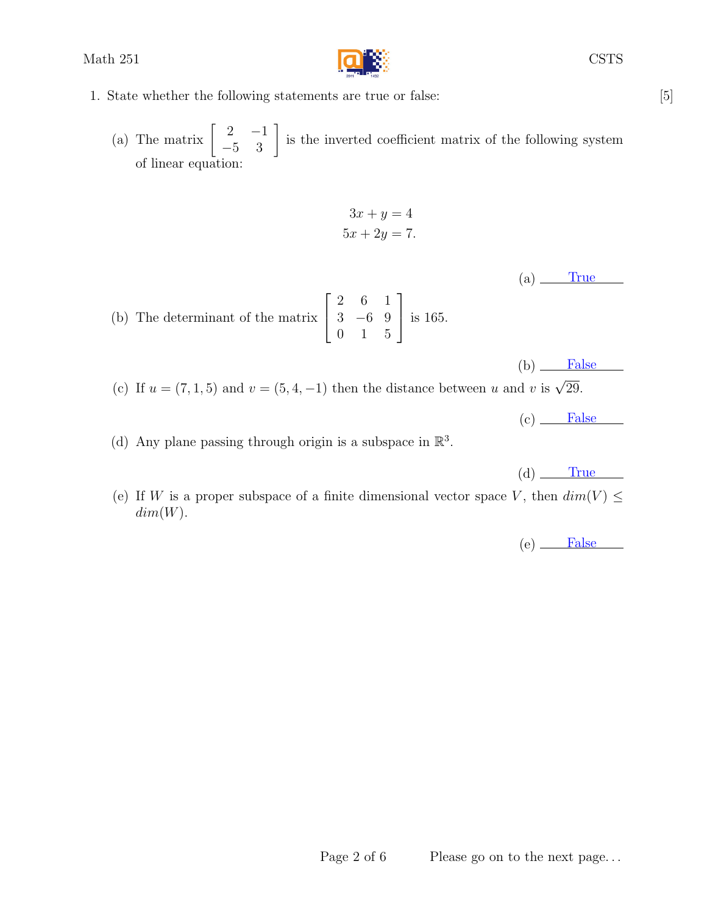1. State whether the following statements are true or false: [5]

   (a) The matrix $\begin{bmatrix} 2 & -1 \\ -5 & 3 \end{bmatrix}$ is the inverted coefficient matrix of the following system of linear equation:

   $$3x + y = 4$$
   $$5x + 2y = 7.$$

   (a) True

   (b) The determinant of the matrix $\begin{bmatrix} 2 & 6 & 1 \\ 3 & -6 & 9 \\ 0 & 1 & 5 \end{bmatrix}$ is 165.

   (b) False

   (c) If $u = (7, 1, 5)$ and $v = (5, 4, -1)$ then the distance between $u$ and $v$ is $\sqrt{29}$.

   (c) False

   (d) Any plane passing through origin is a subspace in $\mathbb{R}^3$.

   (d) True

   (e) If $W$ is a proper subspace of a finite dimensional vector space $V$, then $dim(V) \leq dim(W)$.

   (e) False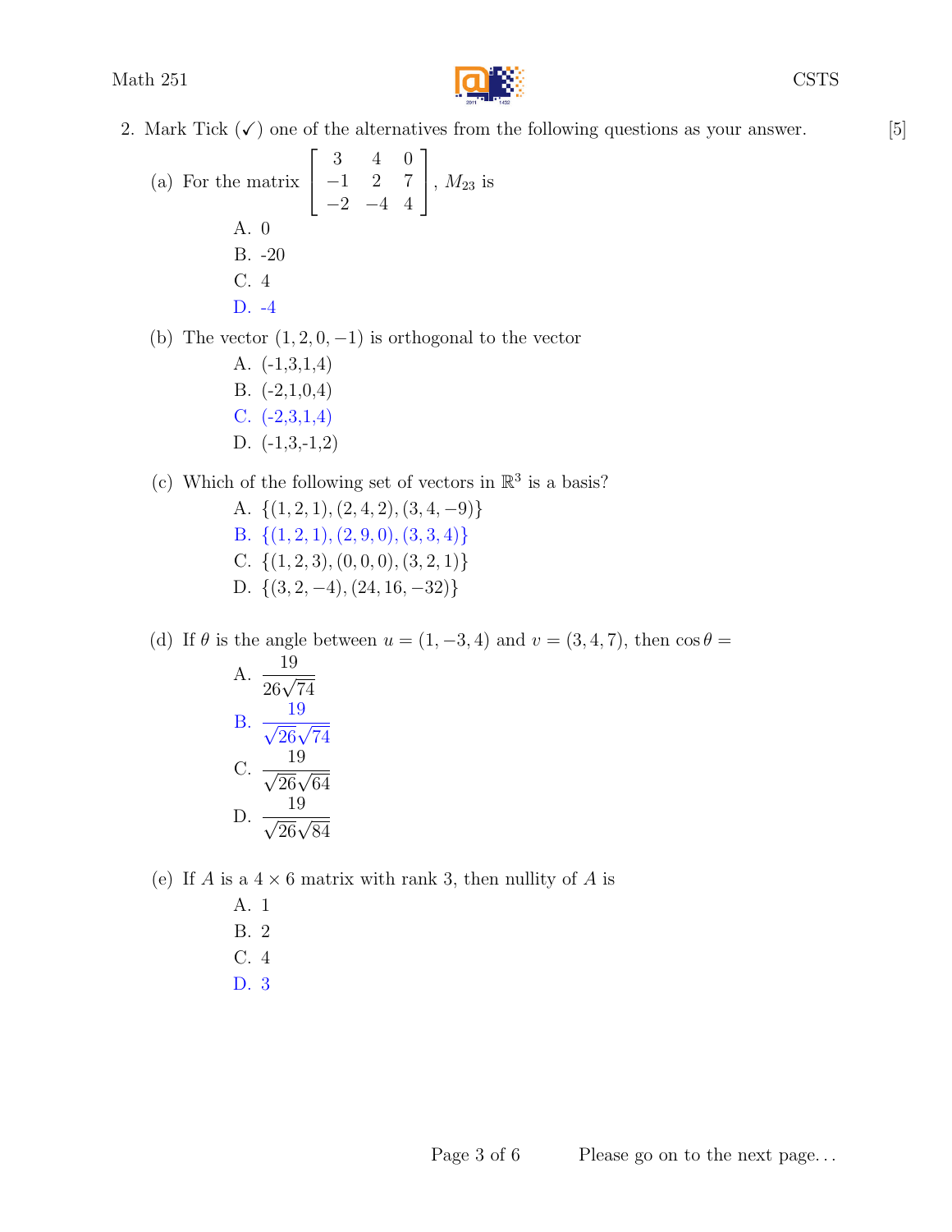2. Mark Tick (✓) one of the alternatives from the following questions as your answer. [5]

(a) For the matrix $\begin{bmatrix} 3 & 4 & 0 \\ -1 & 2 & 7 \\ -2 & -4 & 4 \end{bmatrix}$, $M_{23}$ is

A. 0

B. -20

C. 4

D. -4

(b) The vector $(1, 2, 0, -1)$ is orthogonal to the vector

A. (-1,3,1,4)

B. (-2,1,0,4)

C. (-2,3,1,4)

D. (-1,3,-1,2)

(c) Which of the following set of vectors in $\mathbb{R}^3$ is a basis?

A. $\{(1, 2, 1), (2, 4, 2), (3, 4, -9)\}$

B. $\{(1, 2, 1), (2, 9, 0), (3, 3, 4)\}$

C. $\{(1, 2, 3), (0, 0, 0), (3, 2, 1)\}$

D. $\{(3, 2, -4), (24, 16, -32)\}$

(d) If $\theta$ is the angle between $u = (1, -3, 4)$ and $v = (3, 4, 7)$, then $\cos\theta =$

A. $\dfrac{19}{26\sqrt{74}}$

B. $\dfrac{19}{\sqrt{26}\sqrt{74}}$

C. $\dfrac{19}{\sqrt{26}\sqrt{64}}$

D. $\dfrac{19}{\sqrt{26}\sqrt{84}}$

(e) If $A$ is a $4 \times 6$ matrix with rank 3, then nullity of $A$ is

A. 1

B. 2

C. 4

D. 3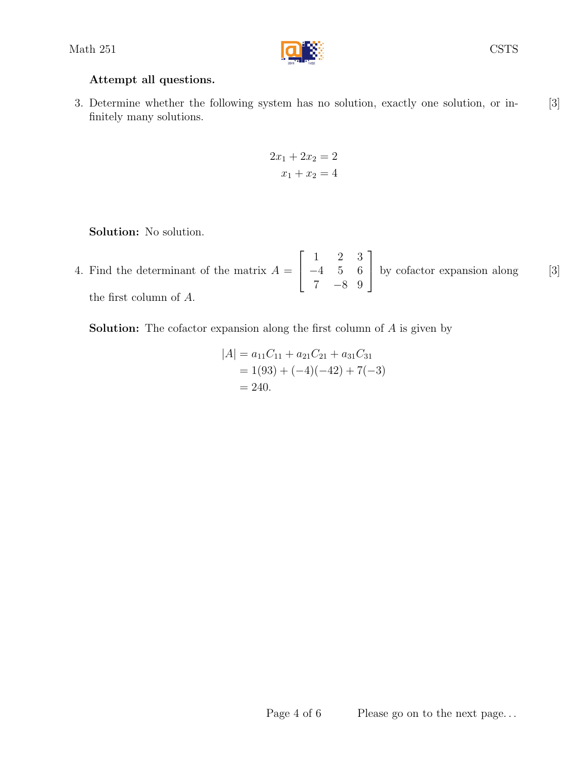**Attempt all questions.**

3. Determine whether the following system has no solution, exactly one solution, or infinitely many solutions. [3]

$$\begin{aligned} 2x_1 + 2x_2 &= 2 \\ x_1 + x_2 &= 4 \end{aligned}$$

**Solution:** No solution.

4. Find the determinant of the matrix $A = \begin{bmatrix} 1 & 2 & 3 \\ -4 & 5 & 6 \\ 7 & -8 & 9 \end{bmatrix}$ by cofactor expansion along the first column of $A$. [3]

**Solution:** The cofactor expansion along the first column of $A$ is given by

$$\begin{aligned} |A| &= a_{11}C_{11} + a_{21}C_{21} + a_{31}C_{31} \\ &= 1(93) + (-4)(-42) + 7(-3) \\ &= 240. \end{aligned}$$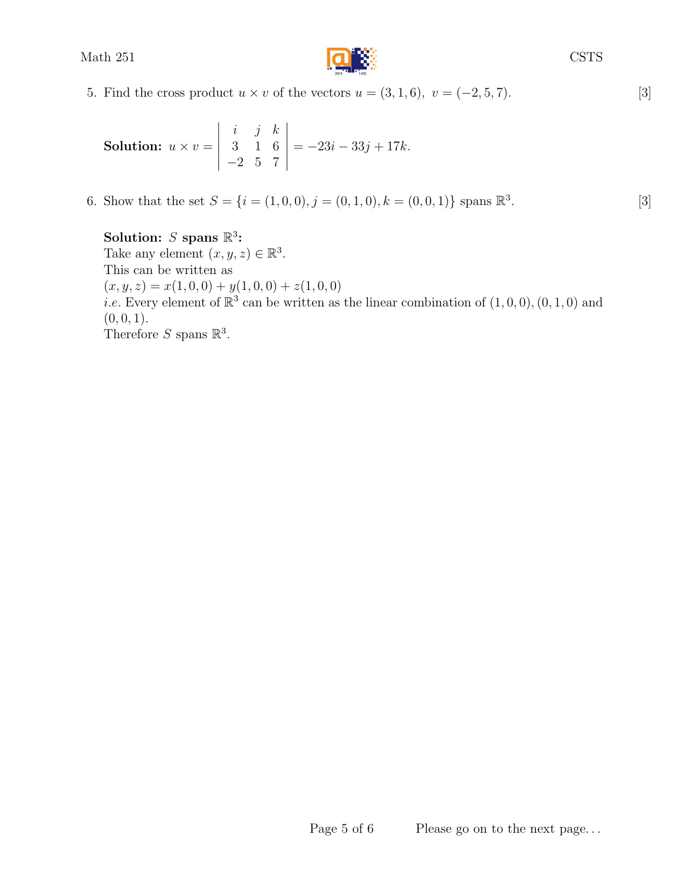5. Find the cross product $u \times v$ of the vectors $u = (3, 1, 6),\ v = (-2, 5, 7)$. [3]

**Solution:** $u \times v = \begin{vmatrix} i & j & k \\ 3 & 1 & 6 \\ -2 & 5 & 7 \end{vmatrix} = -23i - 33j + 17k.$

6. Show that the set $S = \{i = (1, 0, 0), j = (0, 1, 0), k = (0, 0, 1)\}$ spans $\mathbb{R}^3$. [3]

**Solution:** **$S$ spans $\mathbb{R}^3$:**  
Take any element $(x, y, z) \in \mathbb{R}^3$.  
This can be written as  
$(x, y, z) = x(1, 0, 0) + y(1, 0, 0) + z(1, 0, 0)$  
*i.e.* Every element of $\mathbb{R}^3$ can be written as the linear combination of $(1, 0, 0), (0, 1, 0)$ and $(0, 0, 1)$.  
Therefore $S$ spans $\mathbb{R}^3$.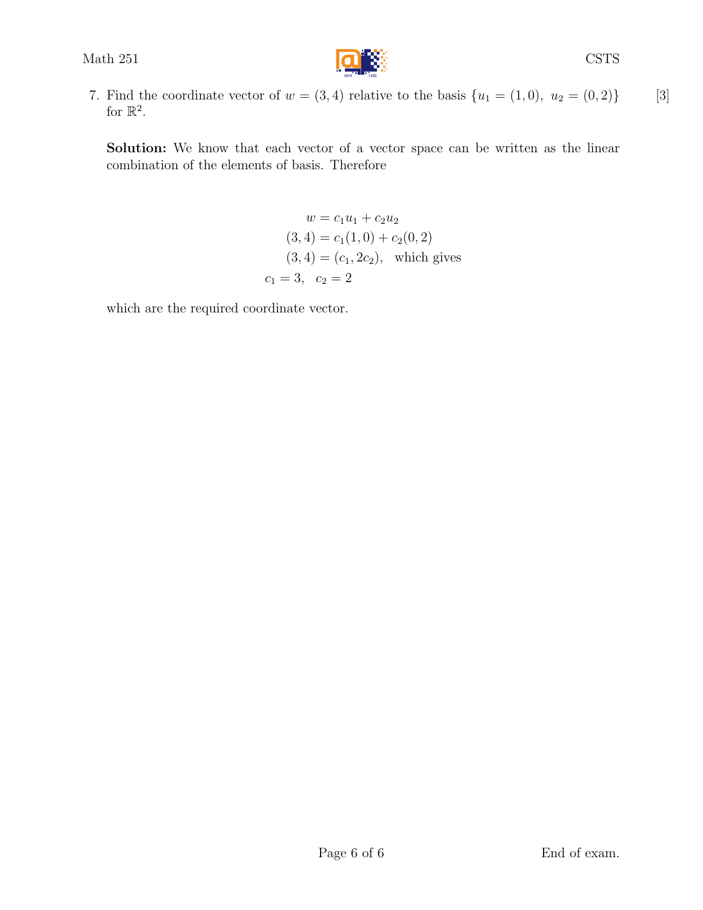7. Find the coordinate vector of $w = (3, 4)$ relative to the basis $\{u_1 = (1, 0),\ u_2 = (0, 2)\}$ for $\mathbb{R}^2$. [3]

**Solution:** We know that each vector of a vector space can be written as the linear combination of the elements of basis. Therefore

$$
\begin{aligned}
w &= c_1 u_1 + c_2 u_2 \\
(3, 4) &= c_1(1, 0) + c_2(0, 2) \\
(3, 4) &= (c_1, 2c_2), \quad \text{which gives} \\
c_1 &= 3, \quad c_2 = 2
\end{aligned}
$$

which are the required coordinate vector.

End of exam.